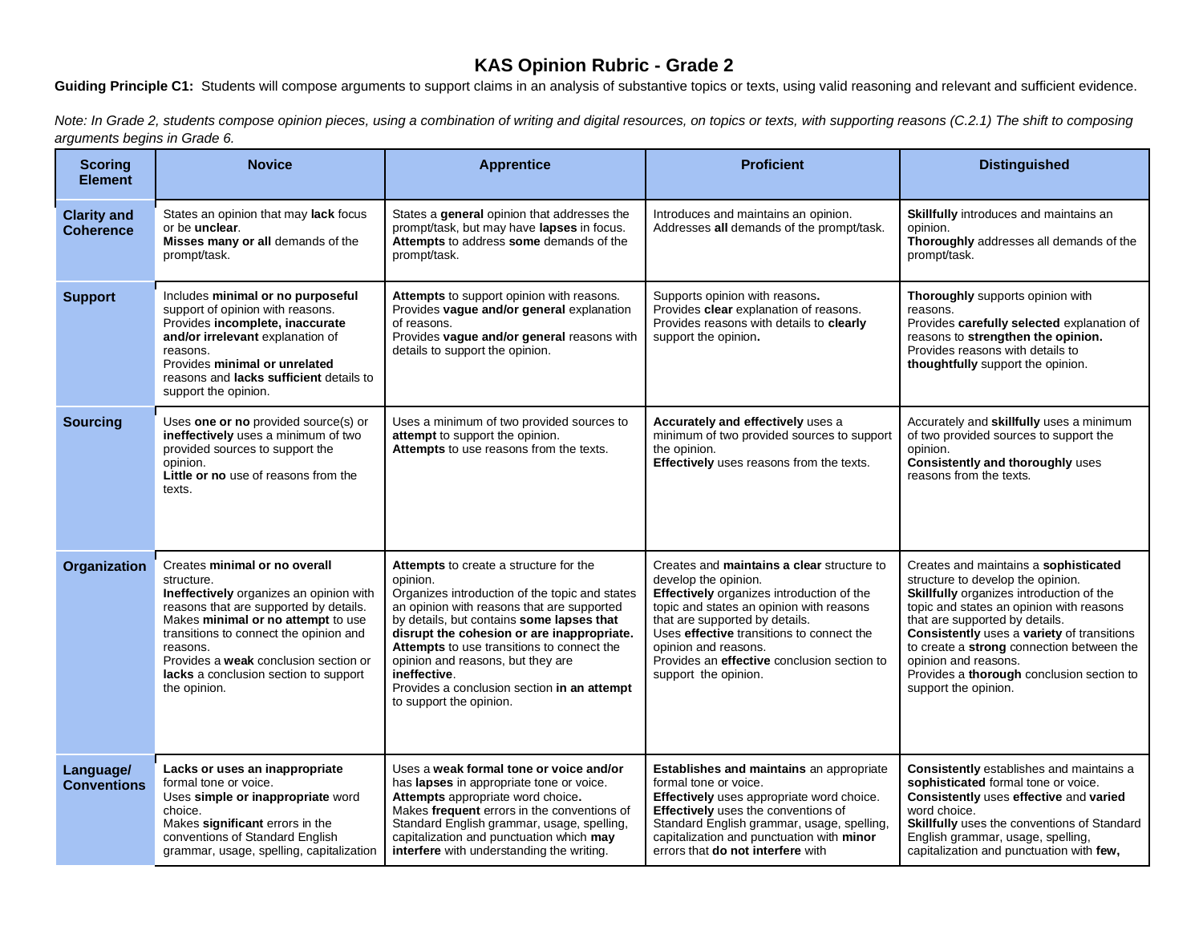# KAS Opinion Rubric - Grade 2

**Guiding Principle C1:** Students will compose arguments to support claims in an analysis of substantive topics or texts, using valid reasoning and relevant and sufficient evidence.

*Note: In Grade 2, students compose opinion pieces, using a combination of writing and digital resources, on topics or texts, with supporting reasons (C.2.1) The shift to composing arguments begins in Grade 6.*

| Scoring Element | Novice | Apprentice | Proficient | Distinguished |
|---|---|---|---|---|
| **Clarity and Coherence** | States an opinion that may **lack** focus or be **unclear**. **Misses many or all** demands of the prompt/task. | States a **general** opinion that addresses the prompt/task, but may have **lapses** in focus. **Attempts** to address **some** demands of the prompt/task. | Introduces and maintains an opinion. Addresses **all** demands of the prompt/task. | **Skillfully** introduces and maintains an opinion. **Thoroughly** addresses all demands of the prompt/task. |
| **Support** | Includes **minimal or no purposeful** support of opinion with reasons. Provides **incomplete, inaccurate and/or irrelevant** explanation of reasons. Provides **minimal or unrelated** reasons and **lacks sufficient** details to support the opinion. | **Attempts** to support opinion with reasons. Provides **vague and/or general** explanation of reasons. Provides **vague and/or general** reasons with details to support the opinion. | Supports opinion with reasons**.** Provides **clear** explanation of reasons. Provides reasons with details to **clearly** support the opinion**.** | **Thoroughly** supports opinion with reasons. Provides **carefully selected** explanation of reasons to **strengthen the opinion.** Provides reasons with details to **thoughtfully** support the opinion. |
| **Sourcing** | Uses **one or no** provided source(s) or **ineffectively** uses a minimum of two provided sources to support the opinion. **Little or no** use of reasons from the texts. | Uses a minimum of two provided sources to **attempt** to support the opinion. **Attempts** to use reasons from the texts. | **Accurately and effectively** uses a minimum of two provided sources to support the opinion. **Effectively** uses reasons from the texts. | Accurately and **skillfully** uses a minimum of two provided sources to support the opinion. **Consistently and thoroughly** uses reasons from the texts. |
| **Organization** | Creates **minimal or no overall** structure. **Ineffectively** organizes an opinion with reasons that are supported by details. Makes **minimal or no attempt** to use transitions to connect the opinion and reasons. Provides a **weak** conclusion section or **lacks** a conclusion section to support the opinion. | **Attempts** to create a structure for the opinion. Organizes introduction of the topic and states an opinion with reasons that are supported by details, but contains **some lapses that disrupt the cohesion or are inappropriate.** **Attempts** to use transitions to connect the opinion and reasons, but they are **ineffective**. Provides a conclusion section **in an attempt** to support the opinion. | Creates and **maintains a clear** structure to develop the opinion. **Effectively** organizes introduction of the topic and states an opinion with reasons that are supported by details. Uses **effective** transitions to connect the opinion and reasons. Provides an **effective** conclusion section to support the opinion. | Creates and maintains a **sophisticated** structure to develop the opinion. **Skillfully** organizes introduction of the topic and states an opinion with reasons that are supported by details. **Consistently** uses a **variety** of transitions to create a **strong** connection between the opinion and reasons. Provides a **thorough** conclusion section to support the opinion. |
| **Language/ Conventions** | **Lacks or uses an inappropriate** formal tone or voice. Uses **simple or inappropriate** word choice. Makes **significant** errors in the conventions of Standard English grammar, usage, spelling, capitalization | Uses a **weak formal tone or voice and/or** has **lapses** in appropriate tone or voice. **Attempts** appropriate word choice**.** Makes **frequent** errors in the conventions of Standard English grammar, usage, spelling, capitalization and punctuation which **may interfere** with understanding the writing. | **Establishes and maintains** an appropriate formal tone or voice. **Effectively** uses appropriate word choice. **Effectively** uses the conventions of Standard English grammar, usage, spelling, capitalization and punctuation with **minor** errors that **do not interfere** with | **Consistently** establishes and maintains a **sophisticated** formal tone or voice. **Consistently** uses **effective** and **varied** word choice. **Skillfully** uses the conventions of Standard English grammar, usage, spelling, capitalization and punctuation with **few,** |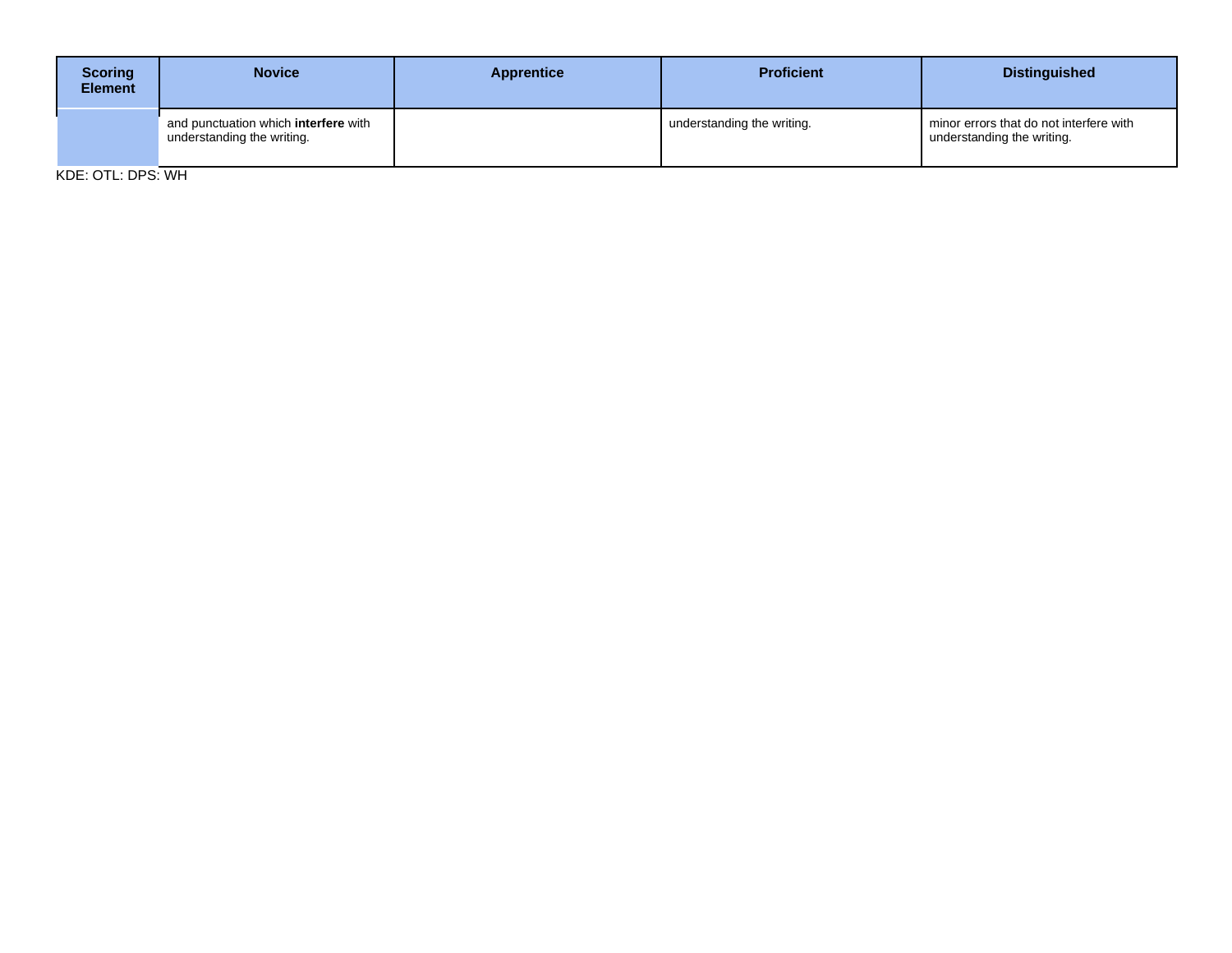| Scoring Element | Novice | Apprentice | Proficient | Distinguished |
|---|---|---|---|---|
| | and punctuation which **interfere** with understanding the writing. | | understanding the writing. | minor errors that do not interfere with understanding the writing. |

KDE: OTL: DPS: WH